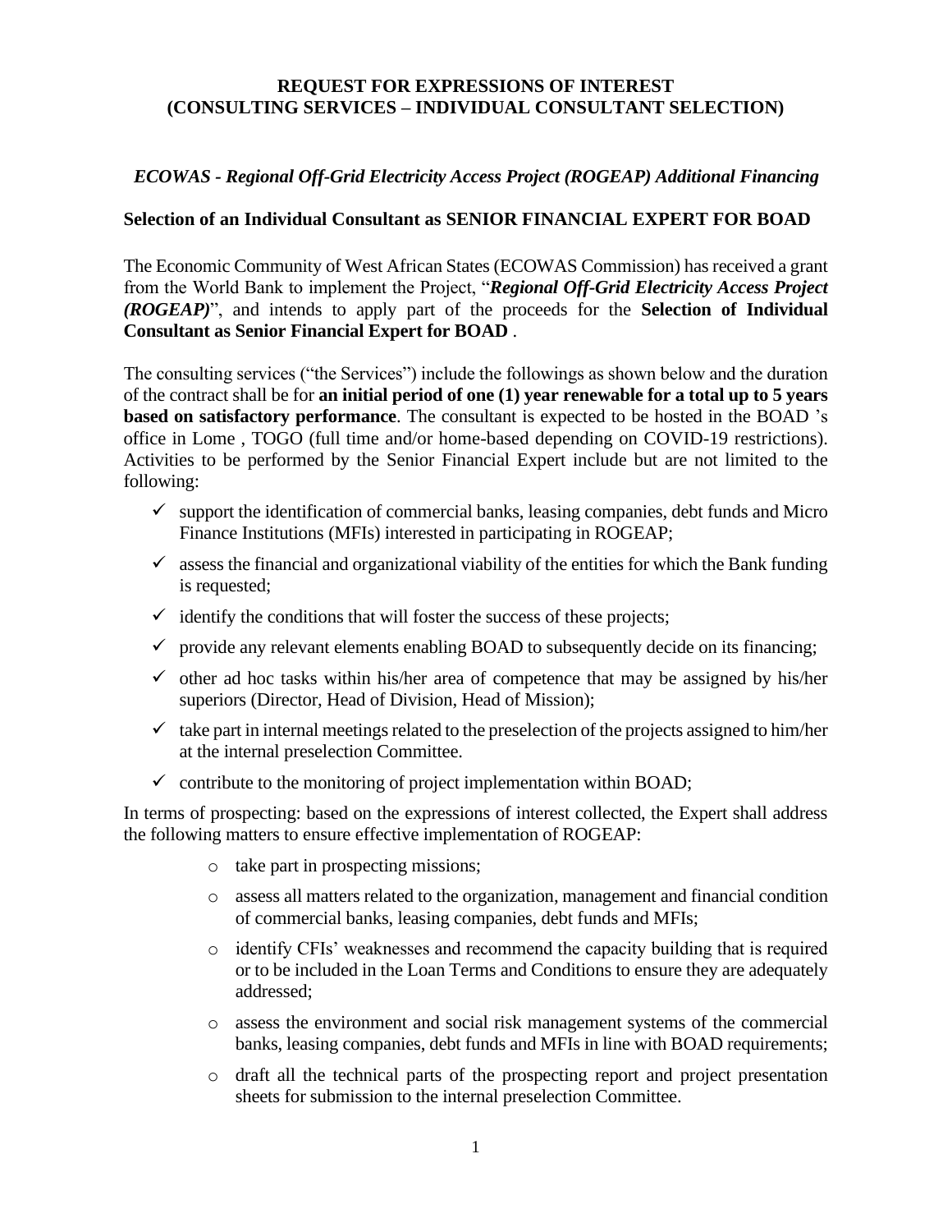# REQUEST FOR EXPRESSIONS OF INTEREST
# (CONSULTING SERVICES – INDIVIDUAL CONSULTANT SELECTION)

***ECOWAS - Regional Off-Grid Electricity Access Project (ROGEAP) Additional Financing***

**Selection of an Individual Consultant as SENIOR FINANCIAL EXPERT FOR BOAD**

The Economic Community of West African States (ECOWAS Commission) has received a grant from the World Bank to implement the Project, "***Regional Off-Grid Electricity Access Project (ROGEAP)***", and intends to apply part of the proceeds for the **Selection of Individual Consultant as Senior Financial Expert for BOAD** .

The consulting services ("the Services") include the followings as shown below and the duration of the contract shall be for **an initial period of one (1) year renewable for a total up to 5 years based on satisfactory performance**. The consultant is expected to be hosted in the BOAD 's office in Lome , TOGO (full time and/or home-based depending on COVID-19 restrictions). Activities to be performed by the Senior Financial Expert include but are not limited to the following:

- ✓ support the identification of commercial banks, leasing companies, debt funds and Micro Finance Institutions (MFIs) interested in participating in ROGEAP;
- ✓ assess the financial and organizational viability of the entities for which the Bank funding is requested;
- ✓ identify the conditions that will foster the success of these projects;
- ✓ provide any relevant elements enabling BOAD to subsequently decide on its financing;
- ✓ other ad hoc tasks within his/her area of competence that may be assigned by his/her superiors (Director, Head of Division, Head of Mission);
- ✓ take part in internal meetings related to the preselection of the projects assigned to him/her at the internal preselection Committee.
- ✓ contribute to the monitoring of project implementation within BOAD;

In terms of prospecting: based on the expressions of interest collected, the Expert shall address the following matters to ensure effective implementation of ROGEAP:

- o take part in prospecting missions;
- o assess all matters related to the organization, management and financial condition of commercial banks, leasing companies, debt funds and MFIs;
- o identify CFIs' weaknesses and recommend the capacity building that is required or to be included in the Loan Terms and Conditions to ensure they are adequately addressed;
- o assess the environment and social risk management systems of the commercial banks, leasing companies, debt funds and MFIs in line with BOAD requirements;
- o draft all the technical parts of the prospecting report and project presentation sheets for submission to the internal preselection Committee.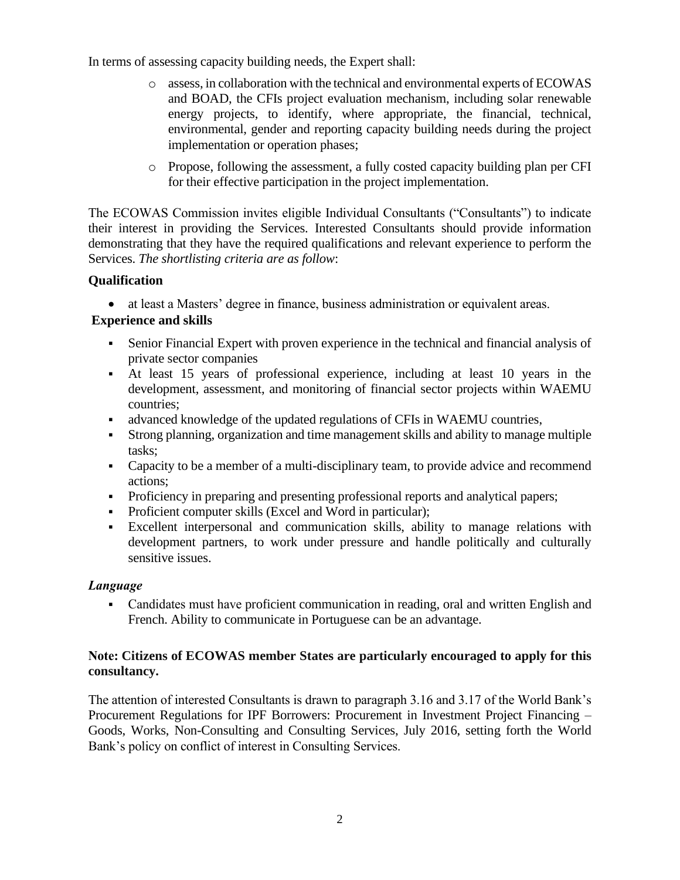In terms of assessing capacity building needs, the Expert shall:

- assess, in collaboration with the technical and environmental experts of ECOWAS and BOAD, the CFIs project evaluation mechanism, including solar renewable energy projects, to identify, where appropriate, the financial, technical, environmental, gender and reporting capacity building needs during the project implementation or operation phases;
- Propose, following the assessment, a fully costed capacity building plan per CFI for their effective participation in the project implementation.

The ECOWAS Commission invites eligible Individual Consultants ("Consultants") to indicate their interest in providing the Services. Interested Consultants should provide information demonstrating that they have the required qualifications and relevant experience to perform the Services. *The shortlisting criteria are as follow*:

**Qualification**

- at least a Masters' degree in finance, business administration or equivalent areas.

**Experience and skills**

- Senior Financial Expert with proven experience in the technical and financial analysis of private sector companies
- At least 15 years of professional experience, including at least 10 years in the development, assessment, and monitoring of financial sector projects within WAEMU countries;
- advanced knowledge of the updated regulations of CFIs in WAEMU countries,
- Strong planning, organization and time management skills and ability to manage multiple tasks;
- Capacity to be a member of a multi-disciplinary team, to provide advice and recommend actions;
- Proficiency in preparing and presenting professional reports and analytical papers;
- Proficient computer skills (Excel and Word in particular);
- Excellent interpersonal and communication skills, ability to manage relations with development partners, to work under pressure and handle politically and culturally sensitive issues.

***Language***

- Candidates must have proficient communication in reading, oral and written English and French. Ability to communicate in Portuguese can be an advantage.

**Note: Citizens of ECOWAS member States are particularly encouraged to apply for this consultancy.**

The attention of interested Consultants is drawn to paragraph 3.16 and 3.17 of the World Bank's Procurement Regulations for IPF Borrowers: Procurement in Investment Project Financing – Goods, Works, Non-Consulting and Consulting Services, July 2016, setting forth the World Bank's policy on conflict of interest in Consulting Services.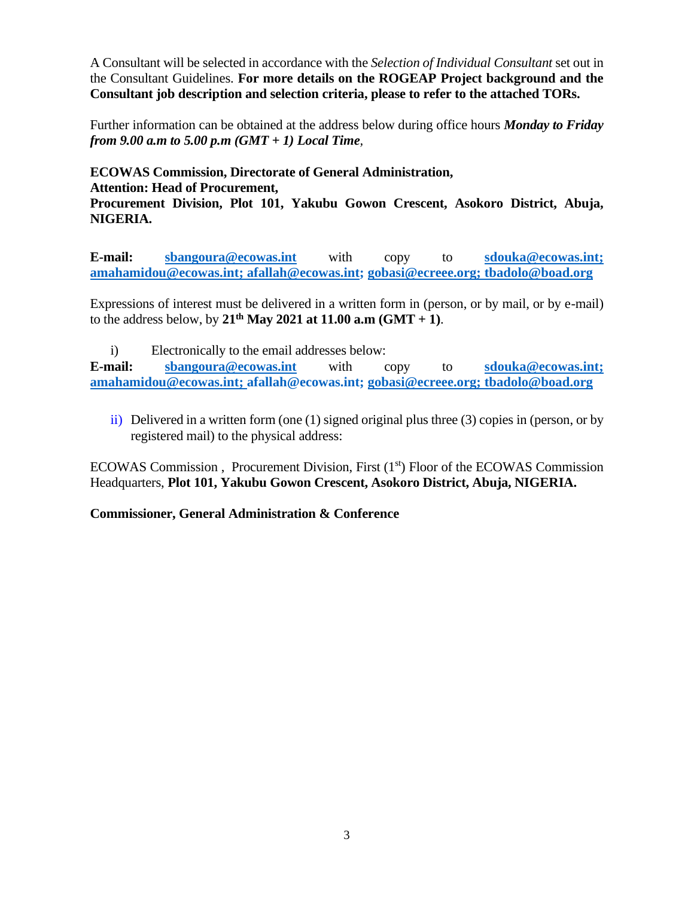A Consultant will be selected in accordance with the *Selection of Individual Consultant* set out in the Consultant Guidelines. **For more details on the ROGEAP Project background and the Consultant job description and selection criteria, please to refer to the attached TORs.**

Further information can be obtained at the address below during office hours ***Monday to Friday from 9.00 a.m to 5.00 p.m (GMT + 1) Local Time****,*

**ECOWAS Commission, Directorate of General Administration,**
**Attention: Head of Procurement,**
**Procurement Division, Plot 101, Yakubu Gowon Crescent, Asokoro District, Abuja, NIGERIA.**

**E-mail:** **sbangoura@ecowas.int** with copy to **sdouka@ecowas.int; amahamidou@ecowas.int; afallah@ecowas.int; gobasi@ecreee.org; tbadolo@boad.org**

Expressions of interest must be delivered in a written form in (person, or by mail, or by e-mail) to the address below, by **21th May 2021 at 11.00 a.m (GMT + 1)**.

i) Electronically to the email addresses below:

**E-mail:** **sbangoura@ecowas.int** with copy to **sdouka@ecowas.int; amahamidou@ecowas.int; afallah@ecowas.int; gobasi@ecreee.org; tbadolo@boad.org**

ii) Delivered in a written form (one (1) signed original plus three (3) copies in (person, or by registered mail) to the physical address:

ECOWAS Commission , Procurement Division, First (1st) Floor of the ECOWAS Commission Headquarters, **Plot 101, Yakubu Gowon Crescent, Asokoro District, Abuja, NIGERIA.**

**Commissioner, General Administration & Conference**